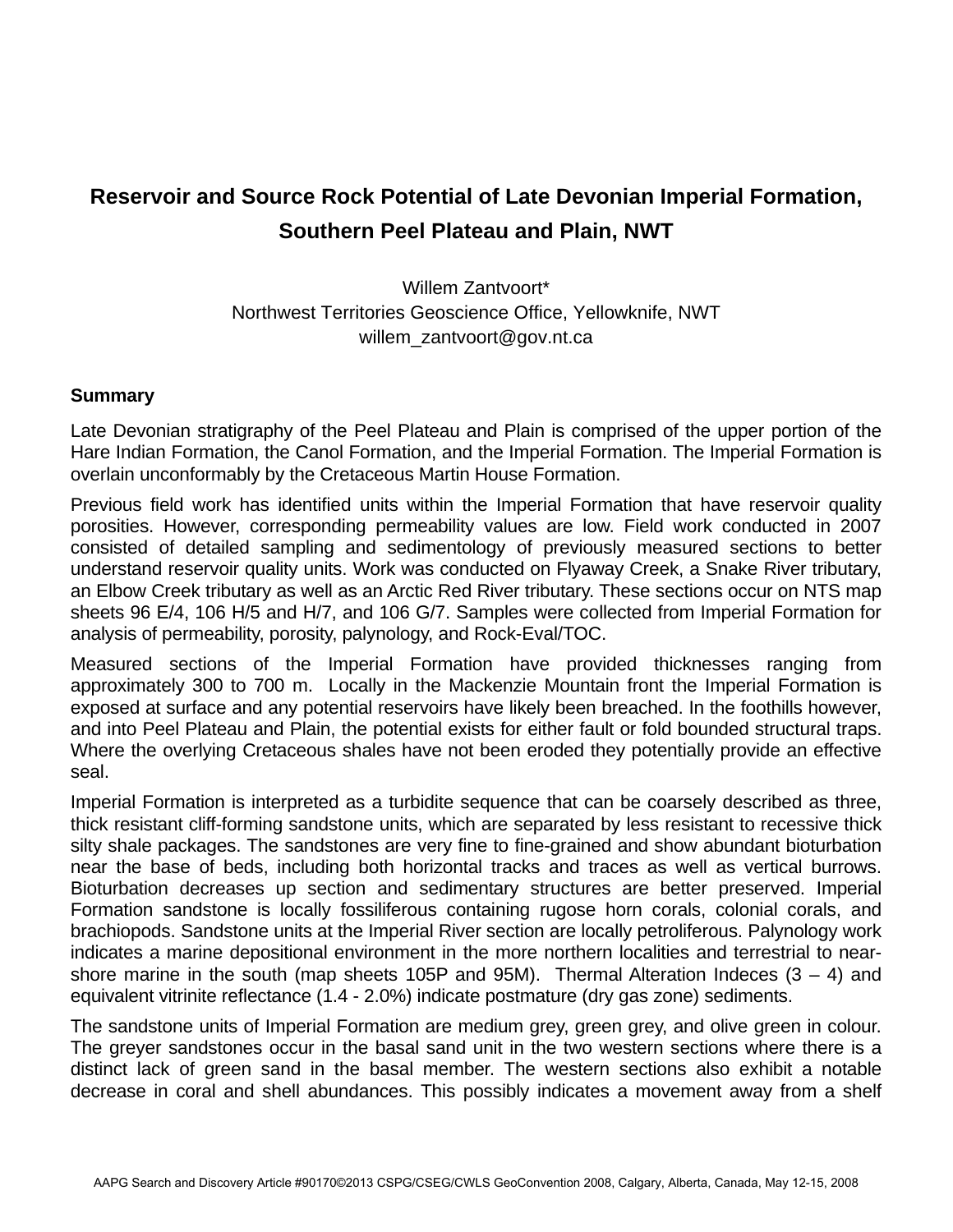# Reservoir and Source Rock Potential of Late Devonian Imperial Formation, Southern Peel Plateau and Plain, NWT

Willem Zantvoort*
Northwest Territories Geoscience Office, Yellowknife, NWT
willem_zantvoort@gov.nt.ca

## Summary

Late Devonian stratigraphy of the Peel Plateau and Plain is comprised of the upper portion of the Hare Indian Formation, the Canol Formation, and the Imperial Formation. The Imperial Formation is overlain unconformably by the Cretaceous Martin House Formation.

Previous field work has identified units within the Imperial Formation that have reservoir quality porosities. However, corresponding permeability values are low. Field work conducted in 2007 consisted of detailed sampling and sedimentology of previously measured sections to better understand reservoir quality units. Work was conducted on Flyaway Creek, a Snake River tributary, an Elbow Creek tributary as well as an Arctic Red River tributary. These sections occur on NTS map sheets 96 E/4, 106 H/5 and H/7, and 106 G/7. Samples were collected from Imperial Formation for analysis of permeability, porosity, palynology, and Rock-Eval/TOC.

Measured sections of the Imperial Formation have provided thicknesses ranging from approximately 300 to 700 m. Locally in the Mackenzie Mountain front the Imperial Formation is exposed at surface and any potential reservoirs have likely been breached. In the foothills however, and into Peel Plateau and Plain, the potential exists for either fault or fold bounded structural traps. Where the overlying Cretaceous shales have not been eroded they potentially provide an effective seal.

Imperial Formation is interpreted as a turbidite sequence that can be coarsely described as three, thick resistant cliff-forming sandstone units, which are separated by less resistant to recessive thick silty shale packages. The sandstones are very fine to fine-grained and show abundant bioturbation near the base of beds, including both horizontal tracks and traces as well as vertical burrows. Bioturbation decreases up section and sedimentary structures are better preserved. Imperial Formation sandstone is locally fossiliferous containing rugose horn corals, colonial corals, and brachiopods. Sandstone units at the Imperial River section are locally petroliferous. Palynology work indicates a marine depositional environment in the more northern localities and terrestrial to near-shore marine in the south (map sheets 105P and 95M). Thermal Alteration Indeces (3 – 4) and equivalent vitrinite reflectance (1.4 - 2.0%) indicate postmature (dry gas zone) sediments.

The sandstone units of Imperial Formation are medium grey, green grey, and olive green in colour. The greyer sandstones occur in the basal sand unit in the two western sections where there is a distinct lack of green sand in the basal member. The western sections also exhibit a notable decrease in coral and shell abundances. This possibly indicates a movement away from a shelf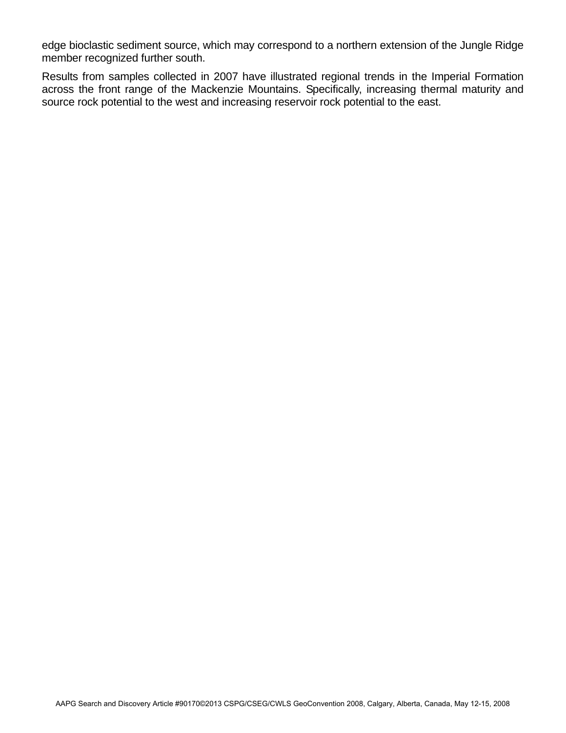edge bioclastic sediment source, which may correspond to a northern extension of the Jungle Ridge member recognized further south.

Results from samples collected in 2007 have illustrated regional trends in the Imperial Formation across the front range of the Mackenzie Mountains. Specifically, increasing thermal maturity and source rock potential to the west and increasing reservoir rock potential to the east.